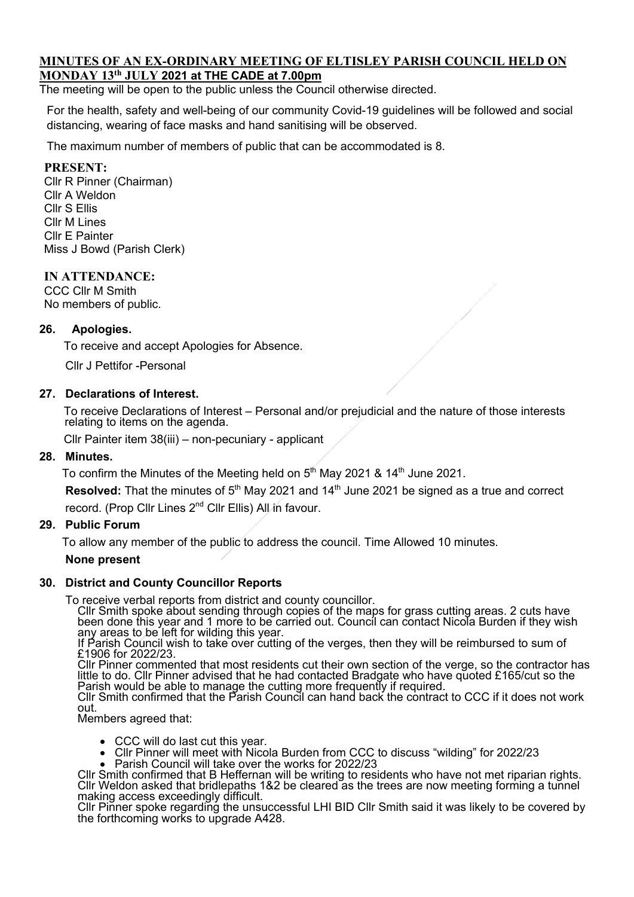## MINUTES OF AN EX-ORDINARY MEETING OF ELTISLEY PARISH COUNCIL HELD ON MONDAY 13th JULY 2021 at THE CADE at 7.00pm

The meeting will be open to the public unless the Council otherwise directed.

For the health, safety and well-being of our community Covid-19 guidelines will be followed and social distancing, wearing of face masks and hand sanitising will be observed.

The maximum number of members of public that can be accommodated is 8.

**PRESENT:**

Cllr R Pinner (Chairman)
Cllr A Weldon
Cllr S Ellis
Cllr M Lines
Cllr E Painter
Miss J Bowd (Parish Clerk)

**IN ATTENDANCE:**

CCC Cllr M Smith
No members of public.

### 26. Apologies.

To receive and accept Apologies for Absence.

Cllr J Pettifor -Personal

### 27. Declarations of Interest.

To receive Declarations of Interest – Personal and/or prejudicial and the nature of those interests relating to items on the agenda.

Cllr Painter item 38(iii) – non-pecuniary - applicant

### 28. Minutes.

To confirm the Minutes of the Meeting held on 5th May 2021 & 14th June 2021.

**Resolved:** That the minutes of 5th May 2021 and 14th June 2021 be signed as a true and correct record. (Prop Cllr Lines 2nd Cllr Ellis) All in favour.

### 29. Public Forum

To allow any member of the public to address the council. Time Allowed 10 minutes.

**None present**

### 30. District and County Councillor Reports

To receive verbal reports from district and county councillor.

Cllr Smith spoke about sending through copies of the maps for grass cutting areas. 2 cuts have been done this year and 1 more to be carried out. Council can contact Nicola Burden if they wish any areas to be left for wilding this year.

If Parish Council wish to take over cutting of the verges, then they will be reimbursed to sum of £1906 for 2022/23.

Cllr Pinner commented that most residents cut their own section of the verge, so the contractor has little to do. Cllr Pinner advised that he had contacted Bradgate who have quoted £165/cut so the Parish would be able to manage the cutting more frequently if required.

Cllr Smith confirmed that the Parish Council can hand back the contract to CCC if it does not work out.

Members agreed that:

- CCC will do last cut this year.
- Cllr Pinner will meet with Nicola Burden from CCC to discuss "wilding" for 2022/23
- Parish Council will take over the works for 2022/23

Cllr Smith confirmed that B Heffernan will be writing to residents who have not met riparian rights.

Cllr Weldon asked that bridlepaths 1&2 be cleared as the trees are now meeting forming a tunnel making access exceedingly difficult.

Cllr Pinner spoke regarding the unsuccessful LHI BID Cllr Smith said it was likely to be covered by the forthcoming works to upgrade A428.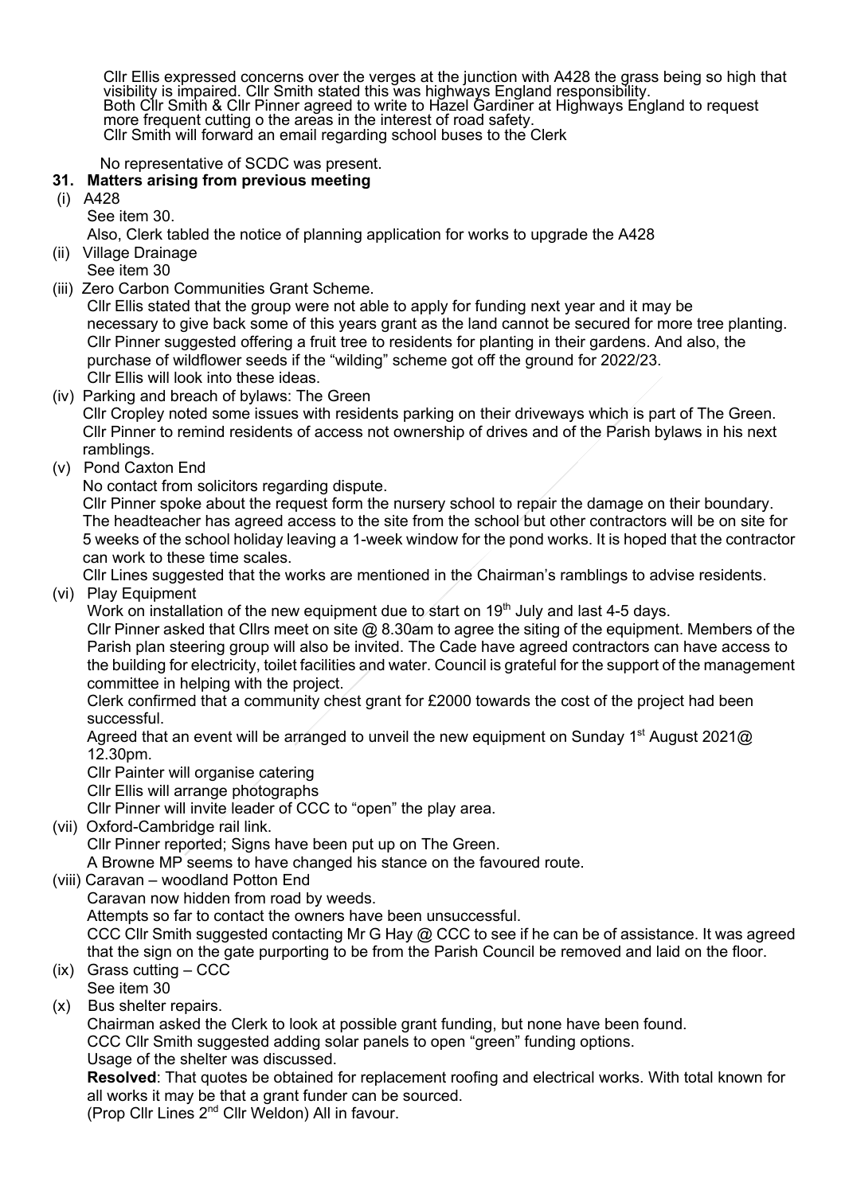Cllr Ellis expressed concerns over the verges at the junction with A428 the grass being so high that visibility is impaired. Cllr Smith stated this was highways England responsibility.
Both Cllr Smith & Cllr Pinner agreed to write to Hazel Gardiner at Highways England to request more frequent cutting o the areas in the interest of road safety.
Cllr Smith will forward an email regarding school buses to the Clerk

No representative of SCDC was present.

**31. Matters arising from previous meeting**

(i) A428
See item 30.
Also, Clerk tabled the notice of planning application for works to upgrade the A428

(ii) Village Drainage
See item 30

(iii) Zero Carbon Communities Grant Scheme.
Cllr Ellis stated that the group were not able to apply for funding next year and it may be necessary to give back some of this years grant as the land cannot be secured for more tree planting.
Cllr Pinner suggested offering a fruit tree to residents for planting in their gardens. And also, the purchase of wildflower seeds if the "wilding" scheme got off the ground for 2022/23.
Cllr Ellis will look into these ideas.

(iv) Parking and breach of bylaws: The Green
Cllr Cropley noted some issues with residents parking on their driveways which is part of The Green.
Cllr Pinner to remind residents of access not ownership of drives and of the Parish bylaws in his next ramblings.

(v) Pond Caxton End
No contact from solicitors regarding dispute.
Cllr Pinner spoke about the request form the nursery school to repair the damage on their boundary.
The headteacher has agreed access to the site from the school but other contractors will be on site for 5 weeks of the school holiday leaving a 1-week window for the pond works. It is hoped that the contractor can work to these time scales.
Cllr Lines suggested that the works are mentioned in the Chairman's ramblings to advise residents.

(vi) Play Equipment
Work on installation of the new equipment due to start on 19th July and last 4-5 days.
Cllr Pinner asked that Cllrs meet on site @ 8.30am to agree the siting of the equipment. Members of the Parish plan steering group will also be invited. The Cade have agreed contractors can have access to the building for electricity, toilet facilities and water. Council is grateful for the support of the management committee in helping with the project.
Clerk confirmed that a community chest grant for £2000 towards the cost of the project had been successful.
Agreed that an event will be arranged to unveil the new equipment on Sunday 1st August 2021@ 12.30pm.
Cllr Painter will organise catering
Cllr Ellis will arrange photographs
Cllr Pinner will invite leader of CCC to "open" the play area.

(vii) Oxford-Cambridge rail link.
Cllr Pinner reported; Signs have been put up on The Green.
A Browne MP seems to have changed his stance on the favoured route.

(viii) Caravan – woodland Potton End
Caravan now hidden from road by weeds.
Attempts so far to contact the owners have been unsuccessful.
CCC Cllr Smith suggested contacting Mr G Hay @ CCC to see if he can be of assistance. It was agreed that the sign on the gate purporting to be from the Parish Council be removed and laid on the floor.

(ix) Grass cutting – CCC
See item 30

(x) Bus shelter repairs.
Chairman asked the Clerk to look at possible grant funding, but none have been found.
CCC Cllr Smith suggested adding solar panels to open "green" funding options.
Usage of the shelter was discussed.
**Resolved**: That quotes be obtained for replacement roofing and electrical works. With total known for all works it may be that a grant funder can be sourced.
(Prop Cllr Lines 2nd Cllr Weldon) All in favour.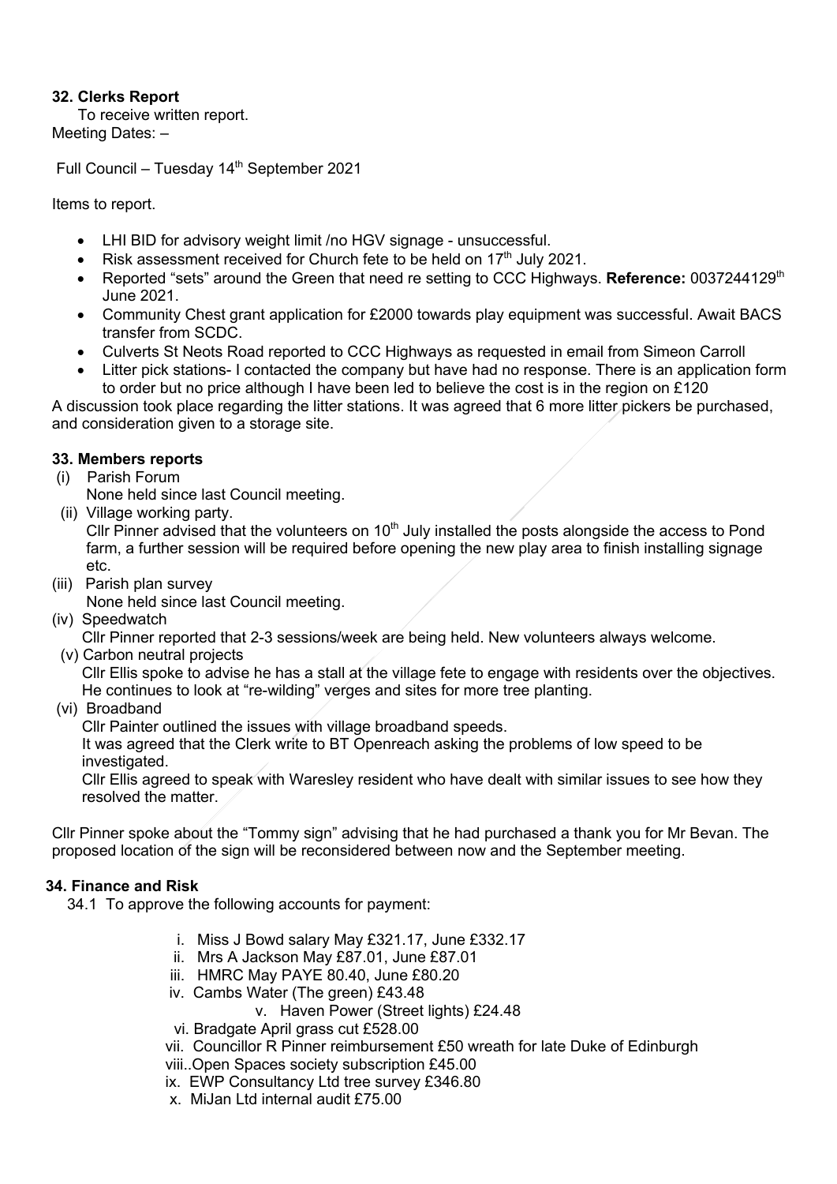### 32. Clerks Report

To receive written report.

Meeting Dates: –

Full Council – Tuesday 14th September 2021

Items to report.

- LHI BID for advisory weight limit /no HGV signage - unsuccessful.
- Risk assessment received for Church fete to be held on 17th July 2021.
- Reported "sets" around the Green that need re setting to CCC Highways. **Reference:** 0037244129th June 2021.
- Community Chest grant application for £2000 towards play equipment was successful. Await BACS transfer from SCDC.
- Culverts St Neots Road reported to CCC Highways as requested in email from Simeon Carroll
- Litter pick stations- I contacted the company but have had no response. There is an application form to order but no price although I have been led to believe the cost is in the region on £120

A discussion took place regarding the litter stations. It was agreed that 6 more litter pickers be purchased, and consideration given to a storage site.

### 33. Members reports

(i) Parish Forum
None held since last Council meeting.

(ii) Village working party.
Cllr Pinner advised that the volunteers on 10th July installed the posts alongside the access to Pond farm, a further session will be required before opening the new play area to finish installing signage etc.

(iii) Parish plan survey
None held since last Council meeting.

(iv) Speedwatch
Cllr Pinner reported that 2-3 sessions/week are being held. New volunteers always welcome.

(v) Carbon neutral projects
Cllr Ellis spoke to advise he has a stall at the village fete to engage with residents over the objectives. He continues to look at "re-wilding" verges and sites for more tree planting.

(vi) Broadband
Cllr Painter outlined the issues with village broadband speeds.
It was agreed that the Clerk write to BT Openreach asking the problems of low speed to be investigated.
Cllr Ellis agreed to speak with Waresley resident who have dealt with similar issues to see how they resolved the matter.

Cllr Pinner spoke about the "Tommy sign" advising that he had purchased a thank you for Mr Bevan. The proposed location of the sign will be reconsidered between now and the September meeting.

### 34. Finance and Risk

34.1 To approve the following accounts for payment:

i. Miss J Bowd salary May £321.17, June £332.17
ii. Mrs A Jackson May £87.01, June £87.01
iii. HMRC May PAYE 80.40, June £80.20
iv. Cambs Water (The green) £43.48
v. Haven Power (Street lights) £24.48
vi. Bradgate April grass cut £528.00
vii. Councillor R Pinner reimbursement £50 wreath for late Duke of Edinburgh
viii..Open Spaces society subscription £45.00
ix. EWP Consultancy Ltd tree survey £346.80
x. MiJan Ltd internal audit £75.00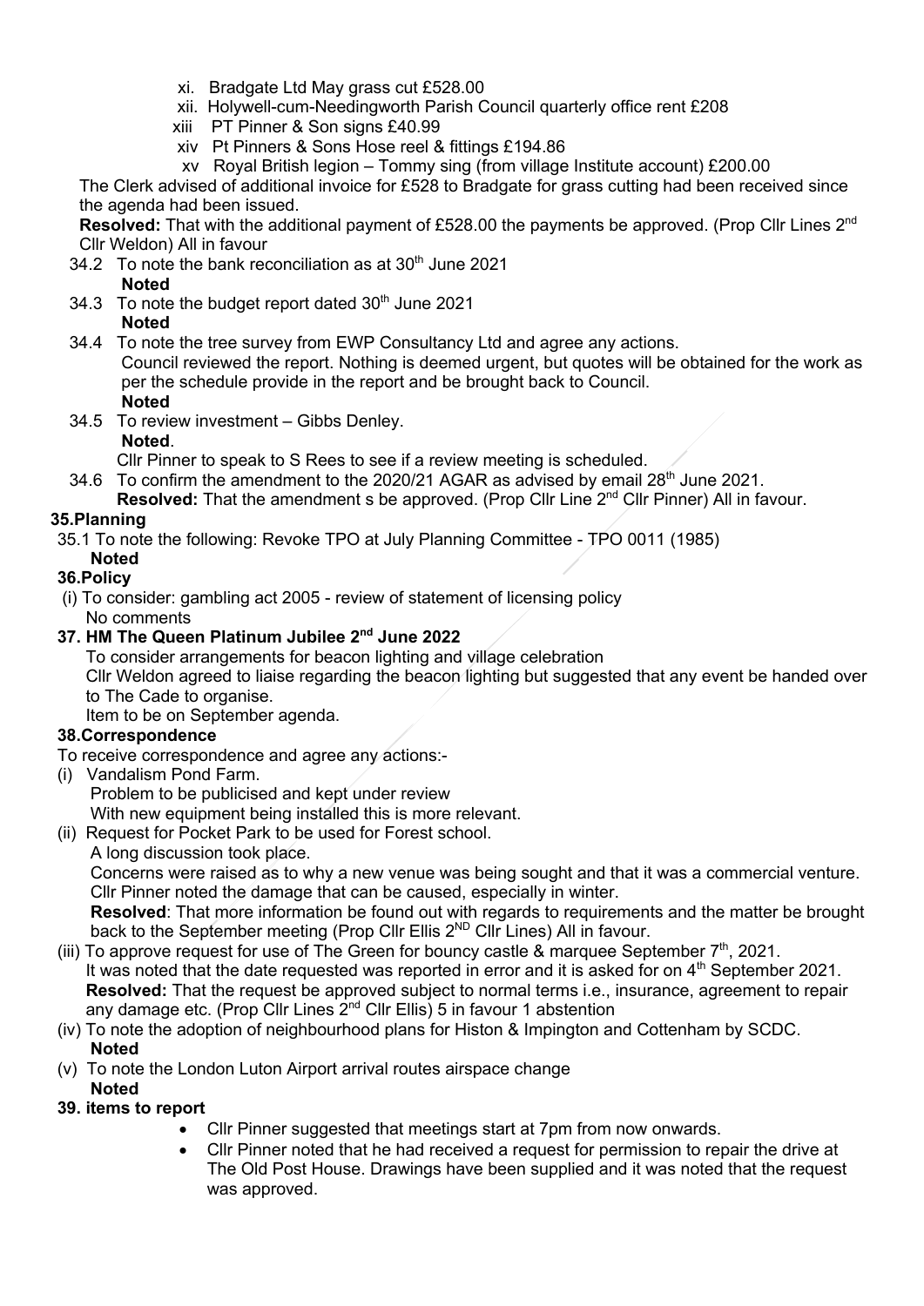- xi. Bradgate Ltd May grass cut £528.00
- xii. Holywell-cum-Needingworth Parish Council quarterly office rent £208
- xiii PT Pinner & Son signs £40.99
- xiv Pt Pinners & Sons Hose reel & fittings £194.86
- xv Royal British legion – Tommy sing (from village Institute account) £200.00

The Clerk advised of additional invoice for £528 to Bradgate for grass cutting had been received since the agenda had been issued.

**Resolved:** That with the additional payment of £528.00 the payments be approved. (Prop Cllr Lines 2nd Cllr Weldon) All in favour

34.2 To note the bank reconciliation as at 30th June 2021
**Noted**

34.3 To note the budget report dated 30th June 2021
**Noted**

34.4 To note the tree survey from EWP Consultancy Ltd and agree any actions.
Council reviewed the report. Nothing is deemed urgent, but quotes will be obtained for the work as per the schedule provide in the report and be brought back to Council.
**Noted**

34.5 To review investment – Gibbs Denley.
**Noted**.
Cllr Pinner to speak to S Rees to see if a review meeting is scheduled.

34.6 To confirm the amendment to the 2020/21 AGAR as advised by email 28th June 2021.
**Resolved:** That the amendment s be approved. (Prop Cllr Line 2nd Cllr Pinner) All in favour.

## 35. Planning

35.1 To note the following: Revoke TPO at July Planning Committee - TPO 0011 (1985)
**Noted**

## 36. Policy

(i) To consider: gambling act 2005 - review of statement of licensing policy
No comments

## 37. HM The Queen Platinum Jubilee 2nd June 2022

To consider arrangements for beacon lighting and village celebration
Cllr Weldon agreed to liaise regarding the beacon lighting but suggested that any event be handed over to The Cade to organise.
Item to be on September agenda.

## 38. Correspondence

To receive correspondence and agree any actions:-

(i) Vandalism Pond Farm.
Problem to be publicised and kept under review
With new equipment being installed this is more relevant.

(ii) Request for Pocket Park to be used for Forest school.
A long discussion took place.
Concerns were raised as to why a new venue was being sought and that it was a commercial venture. Cllr Pinner noted the damage that can be caused, especially in winter.
**Resolved**: That more information be found out with regards to requirements and the matter be brought back to the September meeting (Prop Cllr Ellis 2ND Cllr Lines) All in favour.

(iii) To approve request for use of The Green for bouncy castle & marquee September 7th, 2021.
It was noted that the date requested was reported in error and it is asked for on 4th September 2021.
**Resolved:** That the request be approved subject to normal terms i.e., insurance, agreement to repair any damage etc. (Prop Cllr Lines 2nd Cllr Ellis) 5 in favour 1 abstention

(iv) To note the adoption of neighbourhood plans for Histon & Impington and Cottenham by SCDC.
**Noted**

(v) To note the London Luton Airport arrival routes airspace change
**Noted**

## 39. items to report

- Cllr Pinner suggested that meetings start at 7pm from now onwards.
- Cllr Pinner noted that he had received a request for permission to repair the drive at The Old Post House. Drawings have been supplied and it was noted that the request was approved.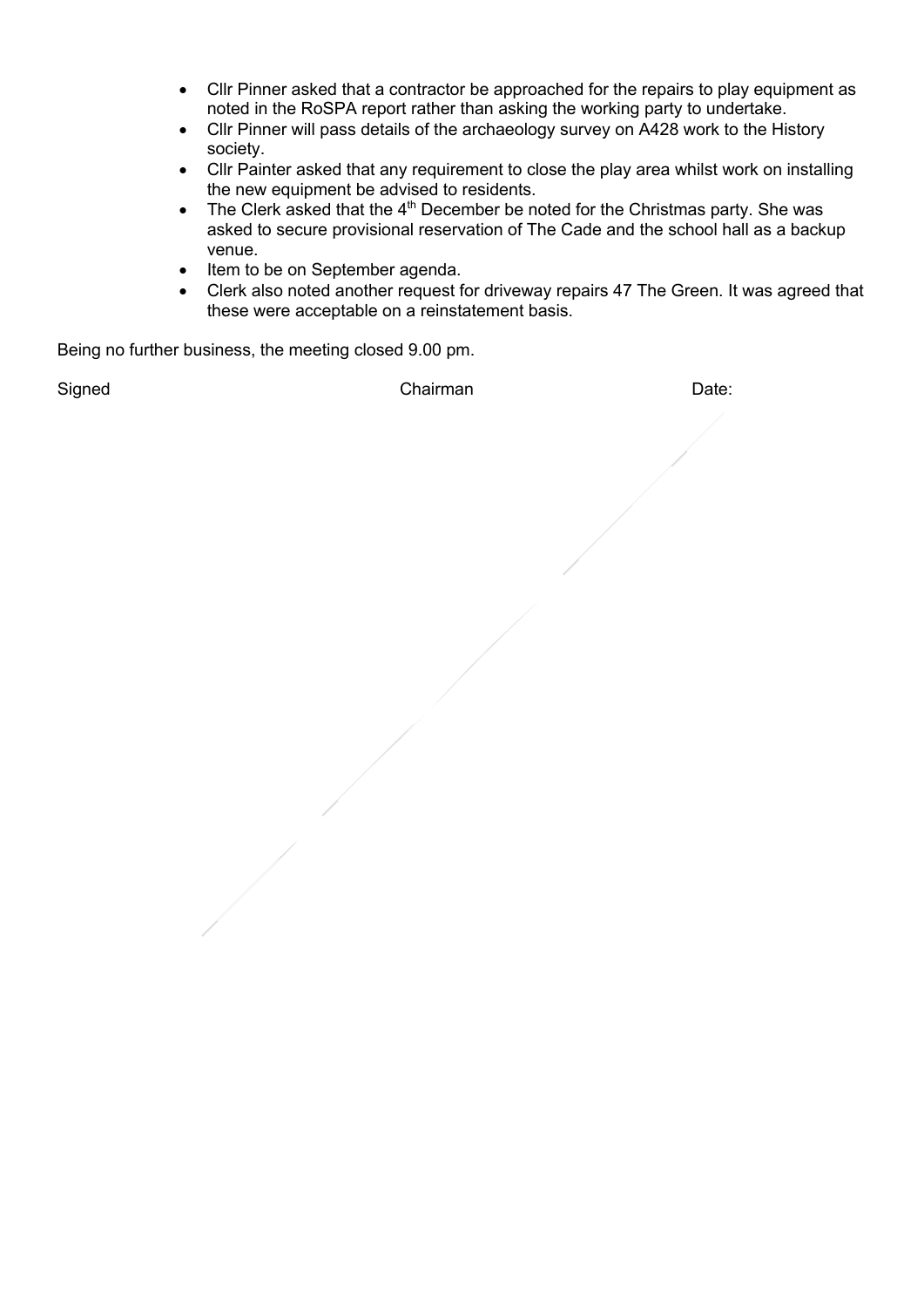- Cllr Pinner asked that a contractor be approached for the repairs to play equipment as noted in the RoSPA report rather than asking the working party to undertake.
- Cllr Pinner will pass details of the archaeology survey on A428 work to the History society.
- Cllr Painter asked that any requirement to close the play area whilst work on installing the new equipment be advised to residents.
- The Clerk asked that the 4th December be noted for the Christmas party. She was asked to secure provisional reservation of The Cade and the school hall as a backup venue.
- Item to be on September agenda.
- Clerk also noted another request for driveway repairs 47 The Green. It was agreed that these were acceptable on a reinstatement basis.

Being no further business, the meeting closed 9.00 pm.

Signed Chairman Date: